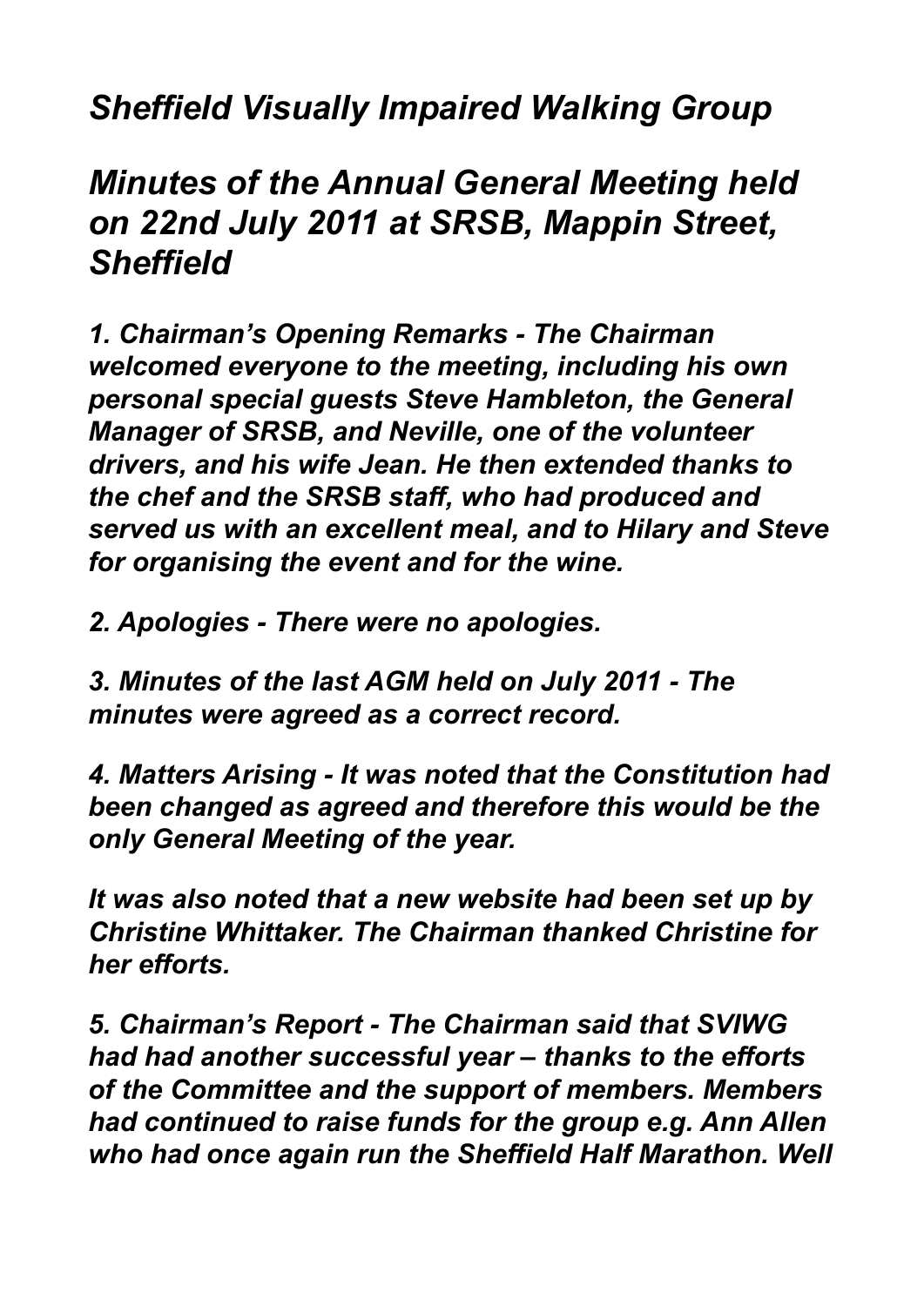# *Sheffield Visually Impaired Walking Group*

## *Minutes of the Annual General Meeting held on 22nd July 2011 at SRSB, Mappin Street, Sheffield*

***1. Chairman's Opening Remarks - The Chairman welcomed everyone to the meeting, including his own personal special guests Steve Hambleton, the General Manager of SRSB, and Neville, one of the volunteer drivers, and his wife Jean. He then extended thanks to the chef and the SRSB staff, who had produced and served us with an excellent meal, and to Hilary and Steve for organising the event and for the wine.***

***2. Apologies - There were no apologies.***

***3. Minutes of the last AGM held on July 2011 - The minutes were agreed as a correct record.***

***4. Matters Arising - It was noted that the Constitution had been changed as agreed and therefore this would be the only General Meeting of the year.***

***It was also noted that a new website had been set up by Christine Whittaker. The Chairman thanked Christine for her efforts.***

***5. Chairman's Report - The Chairman said that SVIWG had had another successful year – thanks to the efforts of the Committee and the support of members. Members had continued to raise funds for the group e.g. Ann Allen who had once again run the Sheffield Half Marathon. Well***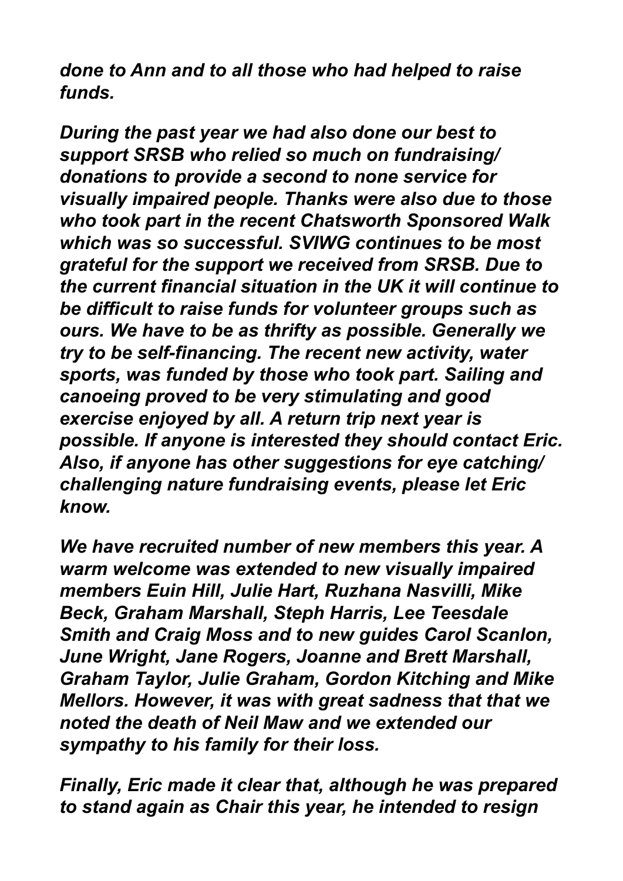*done to Ann and to all those who had helped to raise funds.*

*During the past year we had also done our best to support SRSB who relied so much on fundraising/ donations to provide a second to none service for visually impaired people. Thanks were also due to those who took part in the recent Chatsworth Sponsored Walk which was so successful. SVIWG continues to be most grateful for the support we received from SRSB. Due to the current financial situation in the UK it will continue to be difficult to raise funds for volunteer groups such as ours. We have to be as thrifty as possible. Generally we try to be self-financing. The recent new activity, water sports, was funded by those who took part. Sailing and canoeing proved to be very stimulating and good exercise enjoyed by all. A return trip next year is possible. If anyone is interested they should contact Eric. Also, if anyone has other suggestions for eye catching/ challenging nature fundraising events, please let Eric know.*

*We have recruited number of new members this year. A warm welcome was extended to new visually impaired members Euin Hill, Julie Hart, Ruzhana Nasvilli, Mike Beck, Graham Marshall, Steph Harris, Lee Teesdale Smith and Craig Moss and to new guides Carol Scanlon, June Wright, Jane Rogers, Joanne and Brett Marshall, Graham Taylor, Julie Graham, Gordon Kitching and Mike Mellors. However, it was with great sadness that that we noted the death of Neil Maw and we extended our sympathy to his family for their loss.*

*Finally, Eric made it clear that, although he was prepared to stand again as Chair this year, he intended to resign*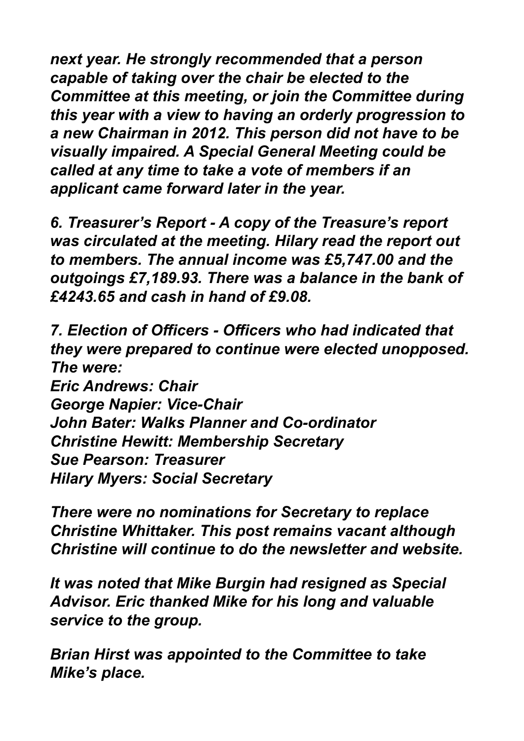*next year. He strongly recommended that a person capable of taking over the chair be elected to the Committee at this meeting, or join the Committee during this year with a view to having an orderly progression to a new Chairman in 2012. This person did not have to be visually impaired. A Special General Meeting could be called at any time to take a vote of members if an applicant came forward later in the year.*

***6. Treasurer's Report - A copy of the Treasure's report was circulated at the meeting. Hilary read the report out to members. The annual income was £5,747.00 and the outgoings £7,189.93. There was a balance in the bank of £4243.65 and cash in hand of £9.08.***

***7. Election of Officers - Officers who had indicated that they were prepared to continue were elected unopposed. The were:***
***Eric Andrews: Chair***
***George Napier: Vice-Chair***
***John Bater: Walks Planner and Co-ordinator***
***Christine Hewitt: Membership Secretary***
***Sue Pearson: Treasurer***
***Hilary Myers: Social Secretary***

***There were no nominations for Secretary to replace Christine Whittaker. This post remains vacant although Christine will continue to do the newsletter and website.***

***It was noted that Mike Burgin had resigned as Special Advisor. Eric thanked Mike for his long and valuable service to the group.***

***Brian Hirst was appointed to the Committee to take Mike's place.***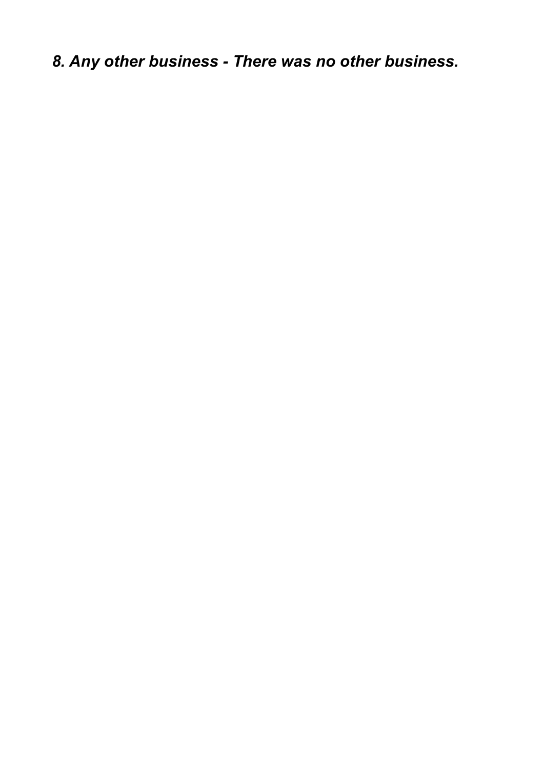***8. Any other business - There was no other business.***